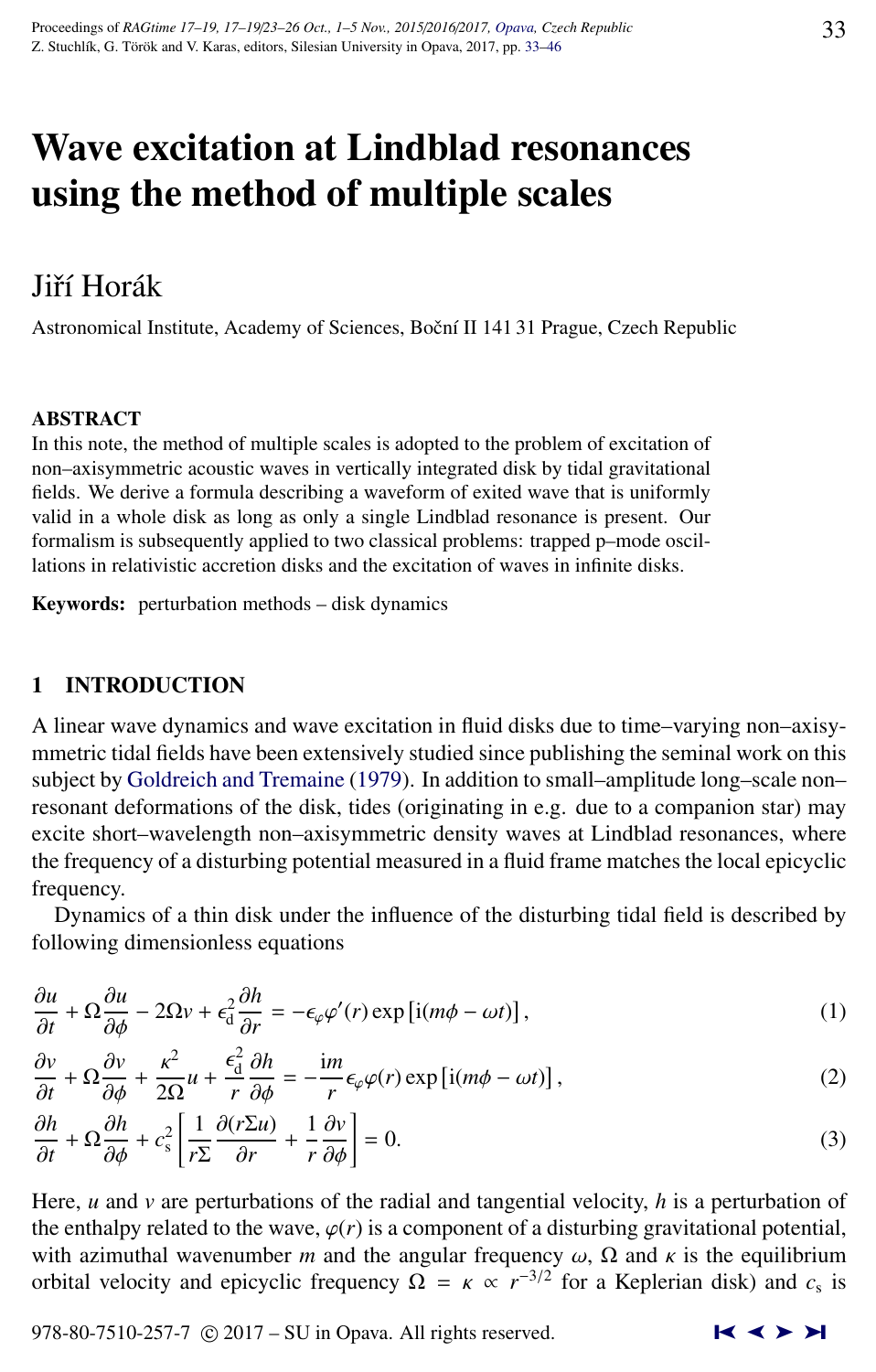# Wave excitation at Lindblad resonances using the method of multiple scales

Jiří Horák

Astronomical Institute, Academy of Sciences, Boční II 141 31 Prague, Czech Republic

## ABSTRACT

In this note, the method of multiple scales is adopted to the problem of excitation of non–axisymmetric acoustic waves in vertically integrated disk by tidal gravitational fields. We derive a formula describing a waveform of exited wave that is uniformly valid in a whole disk as long as only a single Lindblad resonance is present. Our formalism is subsequently applied to two classical problems: trapped p–mode oscillations in relativistic accretion disks and the excitation of waves in infinite disks.

**Keywords:** perturbation methods – disk dynamics

## 1 INTRODUCTION

A linear wave dynamics and wave excitation in fluid disks due to time–varying non–axisymmetric tidal fields have been extensively studied since publishing the seminal work on this subject by Goldreich and Tremaine (1979). In addition to small–amplitude long–scale non–resonant deformations of the disk, tides (originating in e.g. due to a companion star) may excite short–wavelength non–axisymmetric density waves at Lindblad resonances, where the frequency of a disturbing potential measured in a fluid frame matches the local epicyclic frequency.

Dynamics of a thin disk under the influence of the disturbing tidal field is described by following dimensionless equations

$$\frac{\partial u}{\partial t} + \Omega\frac{\partial u}{\partial \phi} - 2\Omega v + \epsilon_{\rm d}^2\frac{\partial h}{\partial r} = -\epsilon_\varphi \varphi'(r)\exp\left[\mathrm{i}(m\phi - \omega t)\right], \tag{1}$$

$$\frac{\partial v}{\partial t} + \Omega\frac{\partial v}{\partial \phi} + \frac{\kappa^2}{2\Omega}u + \frac{\epsilon_{\rm d}^2}{r}\frac{\partial h}{\partial \phi} = -\frac{\mathrm{i}m}{r}\epsilon_\varphi\varphi(r)\exp\left[\mathrm{i}(m\phi - \omega t)\right], \tag{2}$$

$$\frac{\partial h}{\partial t} + \Omega\frac{\partial h}{\partial \phi} + c_{\rm s}^2\left[\frac{1}{r\Sigma}\frac{\partial(r\Sigma u)}{\partial r} + \frac{1}{r}\frac{\partial v}{\partial \phi}\right] = 0. \tag{3}$$

Here, $u$ and $v$ are perturbations of the radial and tangential velocity, $h$ is a perturbation of the enthalpy related to the wave, $\varphi(r)$ is a component of a disturbing gravitational potential, with azimuthal wavenumber $m$ and the angular frequency $\omega$, $\Omega$ and $\kappa$ is the equilibrium orbital velocity and epicyclic frequency $\Omega = \kappa \propto r^{-3/2}$ for a Keplerian disk) and $c_{\rm s}$ is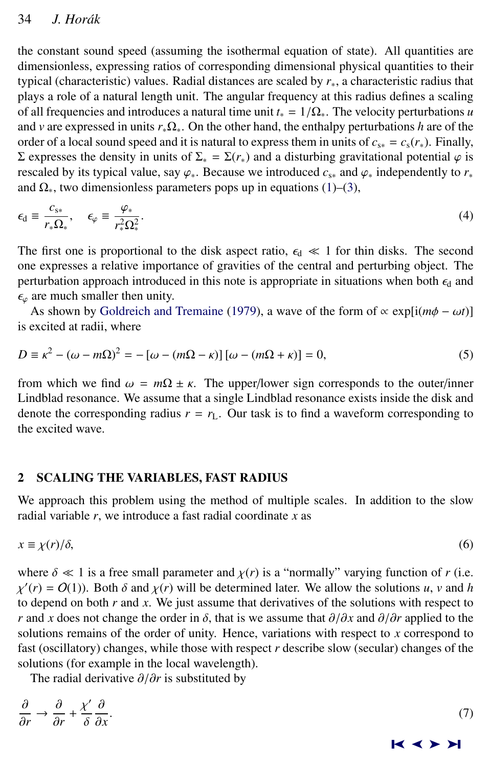the constant sound speed (assuming the isothermal equation of state). All quantities are dimensionless, expressing ratios of corresponding dimensional physical quantities to their typical (characteristic) values. Radial distances are scaled by $r_*$, a characteristic radius that plays a role of a natural length unit. The angular frequency at this radius defines a scaling of all frequencies and introduces a natural time unit $t_* = 1/\Omega_*$. The velocity perturbations $u$ and $v$ are expressed in units $r_*\Omega_*$. On the other hand, the enthalpy perturbations $h$ are of the order of a local sound speed and it is natural to express them in units of $c_{s*} = c_s(r_*)$. Finally, $\Sigma$ expresses the density in units of $\Sigma_* = \Sigma(r_*)$ and a disturbing gravitational potential $\varphi$ is rescaled by its typical value, say $\varphi_*$. Because we introduced $c_{s*}$ and $\varphi_*$ independently to $r_*$ and $\Omega_*$, two dimensionless parameters pops up in equations (1)–(3),

$$\epsilon_d \equiv \frac{c_{s*}}{r_*\Omega_*}, \quad \epsilon_\varphi \equiv \frac{\varphi_*}{r_*^2\Omega_*^2}. \tag{4}$$

The first one is proportional to the disk aspect ratio, $\epsilon_d \ll 1$ for thin disks. The second one expresses a relative importance of gravities of the central and perturbing object. The perturbation approach introduced in this note is appropriate in situations when both $\epsilon_d$ and $\epsilon_\varphi$ are much smaller then unity.

As shown by Goldreich and Tremaine (1979), a wave of the form of $\propto \exp[i(m\phi - \omega t)]$ is excited at radii, where

$$D \equiv \kappa^2 - (\omega - m\Omega)^2 = -[\omega - (m\Omega - \kappa)][\omega - (m\Omega + \kappa)] = 0, \tag{5}$$

from which we find $\omega = m\Omega \pm \kappa$. The upper/lower sign corresponds to the outer/inner Lindblad resonance. We assume that a single Lindblad resonance exists inside the disk and denote the corresponding radius $r = r_L$. Our task is to find a waveform corresponding to the excited wave.

## 2 SCALING THE VARIABLES, FAST RADIUS

We approach this problem using the method of multiple scales. In addition to the slow radial variable $r$, we introduce a fast radial coordinate $x$ as

$$x \equiv \chi(r)/\delta, \tag{6}$$

where $\delta \ll 1$ is a free small parameter and $\chi(r)$ is a "normally" varying function of $r$ (i.e. $\chi'(r) = O(1)$). Both $\delta$ and $\chi(r)$ will be determined later. We allow the solutions $u$, $v$ and $h$ to depend on both $r$ and $x$. We just assume that derivatives of the solutions with respect to $r$ and $x$ does not change the order in $\delta$, that is we assume that $\partial/\partial x$ and $\partial/\partial r$ applied to the solutions remains of the order of unity. Hence, variations with respect to $x$ correspond to fast (oscillatory) changes, while those with respect $r$ describe slow (secular) changes of the solutions (for example in the local wavelength).

The radial derivative $\partial/\partial r$ is substituted by

$$\frac{\partial}{\partial r} \to \frac{\partial}{\partial r} + \frac{\chi'}{\delta}\frac{\partial}{\partial x}. \tag{7}$$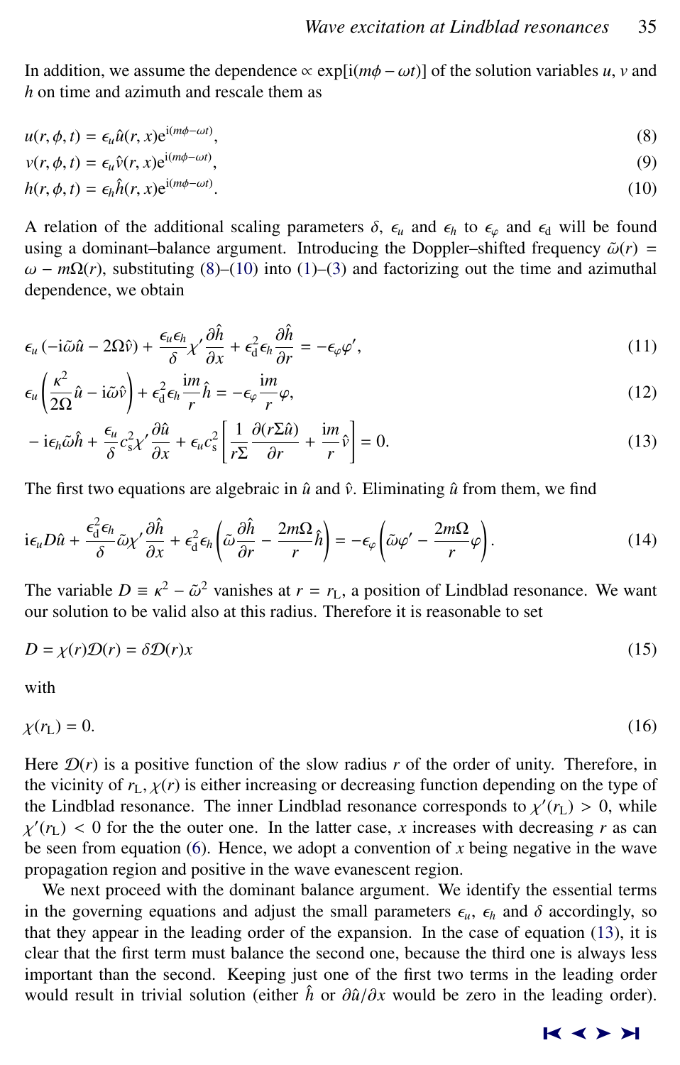In addition, we assume the dependence $\propto \exp[\mathrm{i}(m\phi - \omega t)]$ of the solution variables $u$, $v$ and $h$ on time and azimuth and rescale them as

$$u(r, \phi, t) = \epsilon_u \hat{u}(r, x) \mathrm{e}^{\mathrm{i}(m\phi - \omega t)}, \tag{8}$$

$$v(r, \phi, t) = \epsilon_u \hat{v}(r, x) \mathrm{e}^{\mathrm{i}(m\phi - \omega t)}, \tag{9}$$

$$h(r, \phi, t) = \epsilon_h \hat{h}(r, x) \mathrm{e}^{\mathrm{i}(m\phi - \omega t)}. \tag{10}$$

A relation of the additional scaling parameters $\delta$, $\epsilon_u$ and $\epsilon_h$ to $\epsilon_\varphi$ and $\epsilon_\mathrm{d}$ will be found using a dominant–balance argument. Introducing the Doppler-shifted frequency $\tilde{\omega}(r) = \omega - m\Omega(r)$, substituting (8)–(10) into (1)–(3) and factorizing out the time and azimuthal dependence, we obtain

$$\epsilon_u \left(-\mathrm{i}\tilde{\omega}\hat{u} - 2\Omega\hat{v}\right) + \frac{\epsilon_u \epsilon_h}{\delta} \chi' \frac{\partial \hat{h}}{\partial x} + \epsilon_\mathrm{d}^2 \epsilon_h \frac{\partial \hat{h}}{\partial r} = -\epsilon_\varphi \varphi', \tag{11}$$

$$\epsilon_u \left(\frac{\kappa^2}{2\Omega}\hat{u} - \mathrm{i}\tilde{\omega}\hat{v}\right) + \epsilon_\mathrm{d}^2 \epsilon_h \frac{\mathrm{i}m}{r}\hat{h} = -\epsilon_\varphi \frac{\mathrm{i}m}{r}\varphi, \tag{12}$$

$$-\mathrm{i}\epsilon_h \tilde{\omega}\hat{h} + \frac{\epsilon_u}{\delta} c_\mathrm{s}^2 \chi' \frac{\partial \hat{u}}{\partial x} + \epsilon_u c_\mathrm{s}^2 \left[\frac{1}{r\Sigma}\frac{\partial(r\Sigma\hat{u})}{\partial r} + \frac{\mathrm{i}m}{r}\hat{v}\right] = 0. \tag{13}$$

The first two equations are algebraic in $\hat{u}$ and $\hat{v}$. Eliminating $\hat{u}$ from them, we find

$$\mathrm{i}\epsilon_u D\hat{u} + \frac{\epsilon_\mathrm{d}^2 \epsilon_h}{\delta} \tilde{\omega}\chi' \frac{\partial \hat{h}}{\partial x} + \epsilon_\mathrm{d}^2 \epsilon_h \left(\tilde{\omega}\frac{\partial \hat{h}}{\partial r} - \frac{2m\Omega}{r}\hat{h}\right) = -\epsilon_\varphi \left(\tilde{\omega}\varphi' - \frac{2m\Omega}{r}\varphi\right). \tag{14}$$

The variable $D \equiv \kappa^2 - \tilde{\omega}^2$ vanishes at $r = r_\mathrm{L}$, a position of Lindblad resonance. We want our solution to be valid also at this radius. Therefore it is reasonable to set

$$D = \chi(r)\mathcal{D}(r) = \delta\mathcal{D}(r)x \tag{15}$$

with

$$\chi(r_\mathrm{L}) = 0. \tag{16}$$

Here $\mathcal{D}(r)$ is a positive function of the slow radius $r$ of the order of unity. Therefore, in the vicinity of $r_\mathrm{L}$, $\chi(r)$ is either increasing or decreasing function depending on the type of the Lindblad resonance. The inner Lindblad resonance corresponds to $\chi'(r_\mathrm{L}) > 0$, while $\chi'(r_\mathrm{L}) < 0$ for the the outer one. In the latter case, $x$ increases with decreasing $r$ as can be seen from equation (6). Hence, we adopt a convention of $x$ being negative in the wave propagation region and positive in the wave evanescent region.

We next proceed with the dominant balance argument. We identify the essential terms in the governing equations and adjust the small parameters $\epsilon_u$, $\epsilon_h$ and $\delta$ accordingly, so that they appear in the leading order of the expansion. In the case of equation (13), it is clear that the first term must balance the second one, because the third one is always less important than the second. Keeping just one of the first two terms in the leading order would result in trivial solution (either $\hat{h}$ or $\partial\hat{u}/\partial x$ would be zero in the leading order).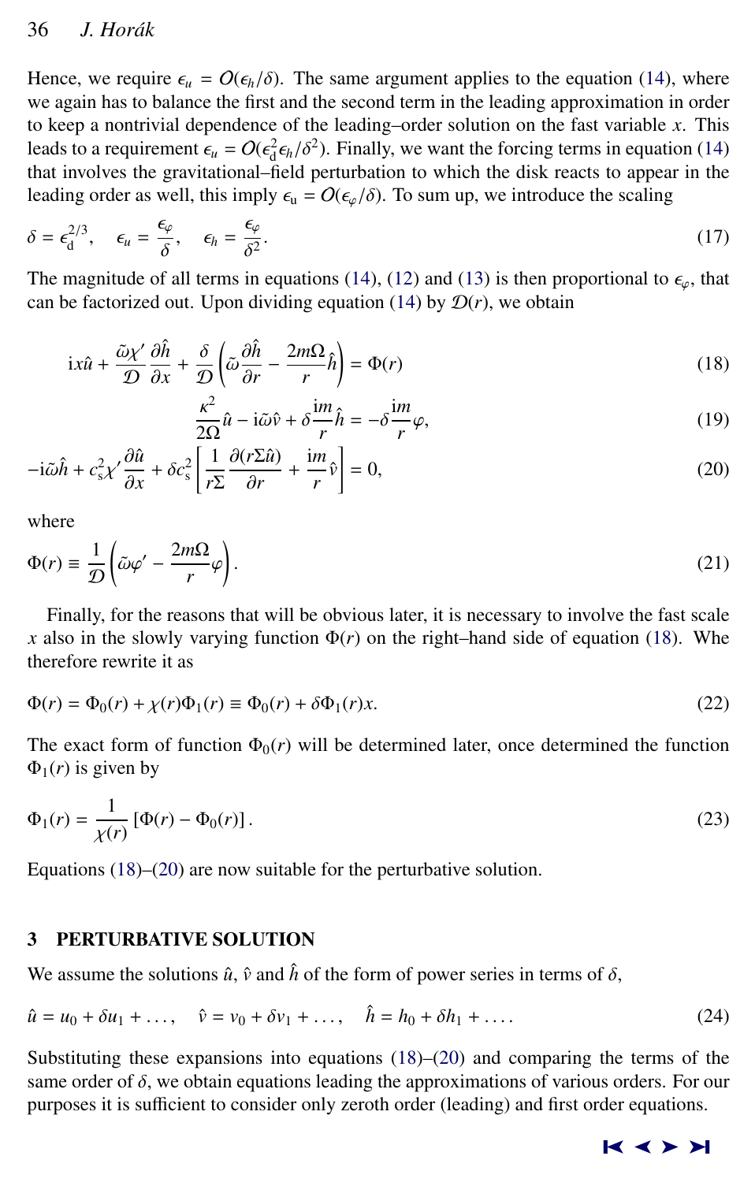Hence, we require $\epsilon_u = O(\epsilon_h/\delta)$. The same argument applies to the equation (14), where we again has to balance the first and the second term in the leading approximation in order to keep a nontrivial dependence of the leading–order solution on the fast variable $x$. This leads to a requirement $\epsilon_u = O(\epsilon_{\rm d}^2\epsilon_h/\delta^2)$. Finally, we want the forcing terms in equation (14) that involves the gravitational–field perturbation to which the disk reacts to appear in the leading order as well, this imply $\epsilon_{\rm u} = O(\epsilon_\varphi/\delta)$. To sum up, we introduce the scaling

$$
\delta = \epsilon_{\rm d}^{2/3}, \quad \epsilon_u = \frac{\epsilon_\varphi}{\delta}, \quad \epsilon_h = \frac{\epsilon_\varphi}{\delta^2}. \tag{17}
$$

The magnitude of all terms in equations (14), (12) and (13) is then proportional to $\epsilon_\varphi$, that can be factorized out. Upon dividing equation (14) by $\mathcal{D}(r)$, we obtain

$$
\mathrm{i}x\hat{u} + \frac{\tilde{\omega}\chi'}{\mathcal{D}}\frac{\partial\hat{h}}{\partial x} + \frac{\delta}{\mathcal{D}}\left(\tilde{\omega}\frac{\partial\hat{h}}{\partial r} - \frac{2m\Omega}{r}\hat{h}\right) = \Phi(r) \tag{18}
$$

$$
\frac{\kappa^2}{2\Omega}\hat{u} - \mathrm{i}\tilde{\omega}\hat{v} + \delta\frac{\mathrm{i}m}{r}\hat{h} = -\delta\frac{\mathrm{i}m}{r}\varphi, \tag{19}
$$

$$
-\mathrm{i}\tilde{\omega}\hat{h} + c_{\rm s}^2\chi'\frac{\partial\hat{u}}{\partial x} + \delta c_{\rm s}^2\left[\frac{1}{r\Sigma}\frac{\partial(r\Sigma\hat{u})}{\partial r} + \frac{\mathrm{i}m}{r}\hat{v}\right] = 0, \tag{20}
$$

where

$$
\Phi(r) \equiv \frac{1}{\mathcal{D}}\left(\tilde{\omega}\varphi' - \frac{2m\Omega}{r}\varphi\right). \tag{21}
$$

Finally, for the reasons that will be obvious later, it is necessary to involve the fast scale $x$ also in the slowly varying function $\Phi(r)$ on the right–hand side of equation (18). Whe therefore rewrite it as

$$
\Phi(r) = \Phi_0(r) + \chi(r)\Phi_1(r) \equiv \Phi_0(r) + \delta\Phi_1(r)x. \tag{22}
$$

The exact form of function $\Phi_0(r)$ will be determined later, once determined the function $\Phi_1(r)$ is given by

$$
\Phi_1(r) = \frac{1}{\chi(r)}\left[\Phi(r) - \Phi_0(r)\right]. \tag{23}
$$

Equations (18)–(20) are now suitable for the perturbative solution.

## 3 PERTURBATIVE SOLUTION

We assume the solutions $\hat{u}$, $\hat{v}$ and $\hat{h}$ of the form of power series in terms of $\delta$,

$$
\hat{u} = u_0 + \delta u_1 + \ldots, \quad \hat{v} = v_0 + \delta v_1 + \ldots, \quad \hat{h} = h_0 + \delta h_1 + \ldots. \tag{24}
$$

Substituting these expansions into equations (18)–(20) and comparing the terms of the same order of $\delta$, we obtain equations leading the approximations of various orders. For our purposes it is sufficient to consider only zeroth order (leading) and first order equations.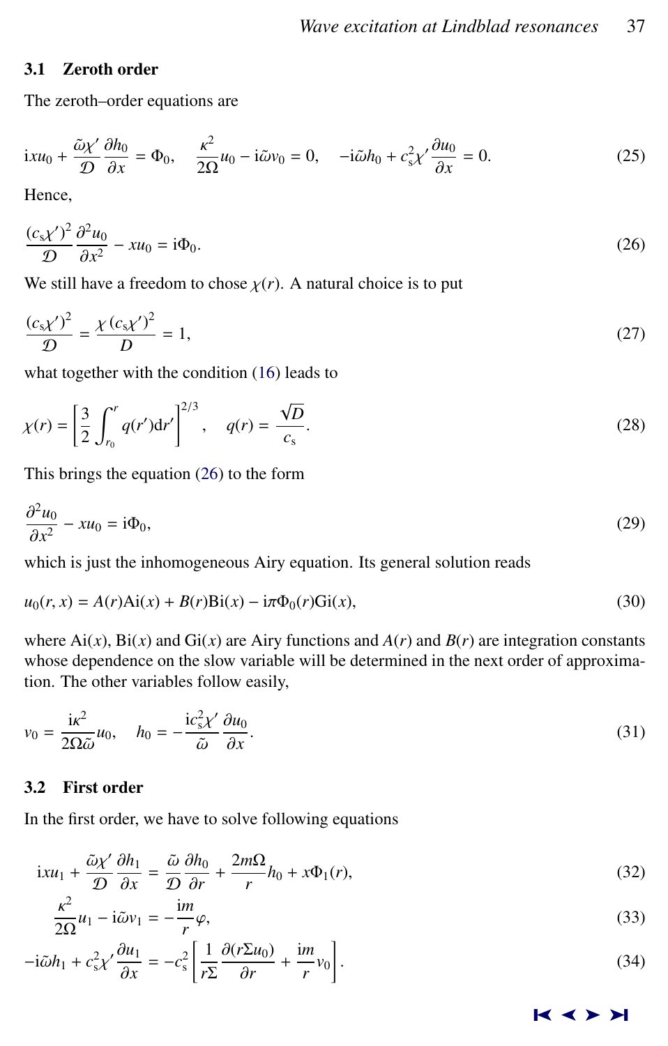### 3.1 Zeroth order

The zeroth–order equations are

$$
\mathrm{i}xu_0 + \frac{\tilde{\omega}\chi'}{\mathcal{D}}\frac{\partial h_0}{\partial x} = \Phi_0, \quad \frac{\kappa^2}{2\Omega}u_0 - \mathrm{i}\tilde{\omega}v_0 = 0, \quad -\mathrm{i}\tilde{\omega}h_0 + c_{\mathrm{s}}^2\chi'\frac{\partial u_0}{\partial x} = 0. \tag{25}
$$

Hence,

$$
\frac{(c_{\mathrm{s}}\chi')^2}{\mathcal{D}}\frac{\partial^2 u_0}{\partial x^2} - xu_0 = \mathrm{i}\Phi_0. \tag{26}
$$

We still have a freedom to chose $\chi(r)$. A natural choice is to put

$$
\frac{(c_{\mathrm{s}}\chi')^2}{\mathcal{D}} = \frac{\chi\,(c_{\mathrm{s}}\chi')^2}{D} = 1, \tag{27}
$$

what together with the condition (16) leads to

$$
\chi(r) = \left[\frac{3}{2}\int_{r_0}^{r} q(r')\mathrm{d}r'\right]^{2/3}, \quad q(r) = \frac{\sqrt{D}}{c_{\mathrm{s}}}. \tag{28}
$$

This brings the equation (26) to the form

$$
\frac{\partial^2 u_0}{\partial x^2} - xu_0 = \mathrm{i}\Phi_0, \tag{29}
$$

which is just the inhomogeneous Airy equation. Its general solution reads

$$
u_0(r,x) = A(r)\mathrm{Ai}(x) + B(r)\mathrm{Bi}(x) - \mathrm{i}\pi\Phi_0(r)\mathrm{Gi}(x), \tag{30}
$$

where $\mathrm{Ai}(x)$, $\mathrm{Bi}(x)$ and $\mathrm{Gi}(x)$ are Airy functions and $A(r)$ and $B(r)$ are integration constants whose dependence on the slow variable will be determined in the next order of approximation. The other variables follow easily,

$$
v_0 = \frac{\mathrm{i}\kappa^2}{2\Omega\tilde{\omega}}u_0, \quad h_0 = -\frac{\mathrm{i}c_{\mathrm{s}}^2\chi'}{\tilde{\omega}}\frac{\partial u_0}{\partial x}. \tag{31}
$$

### 3.2 First order

In the first order, we have to solve following equations

$$
\mathrm{i}xu_1 + \frac{\tilde{\omega}\chi'}{\mathcal{D}}\frac{\partial h_1}{\partial x} = \frac{\tilde{\omega}}{\mathcal{D}}\frac{\partial h_0}{\partial r} + \frac{2m\Omega}{r}h_0 + x\Phi_1(r), \tag{32}
$$

$$
\frac{\kappa^2}{2\Omega}u_1 - \mathrm{i}\tilde{\omega}v_1 = -\frac{\mathrm{i}m}{r}\varphi, \tag{33}
$$

$$
-\mathrm{i}\tilde{\omega}h_1 + c_{\mathrm{s}}^2\chi'\frac{\partial u_1}{\partial x} = -c_{\mathrm{s}}^2\left[\frac{1}{r\Sigma}\frac{\partial(r\Sigma u_0)}{\partial r} + \frac{\mathrm{i}m}{r}v_0\right]. \tag{34}
$$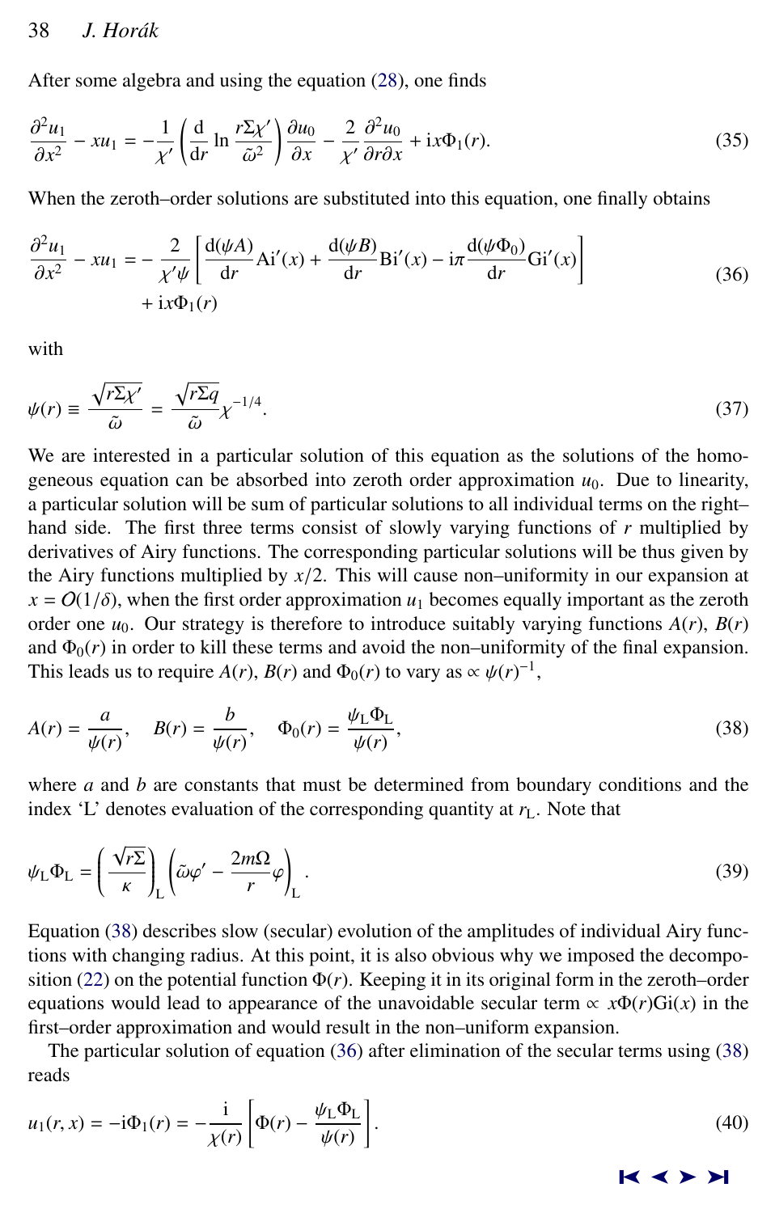After some algebra and using the equation (28), one finds

$$\frac{\partial^2 u_1}{\partial x^2} - x u_1 = -\frac{1}{\chi'}\left(\frac{\mathrm{d}}{\mathrm{d}r}\ln\frac{r\Sigma\chi'}{\tilde{\omega}^2}\right)\frac{\partial u_0}{\partial x} - \frac{2}{\chi'}\frac{\partial^2 u_0}{\partial r \partial x} + \mathrm{i}x\Phi_1(r). \tag{35}$$

When the zeroth–order solutions are substituted into this equation, one finally obtains

$$\frac{\partial^2 u_1}{\partial x^2} - x u_1 = -\frac{2}{\chi'\psi}\left[\frac{\mathrm{d}(\psi A)}{\mathrm{d}r}\mathrm{Ai}'(x) + \frac{\mathrm{d}(\psi B)}{\mathrm{d}r}\mathrm{Bi}'(x) - \mathrm{i}\pi\frac{\mathrm{d}(\psi\Phi_0)}{\mathrm{d}r}\mathrm{Gi}'(x)\right] + \mathrm{i}x\Phi_1(r) \tag{36}$$

with

$$\psi(r) \equiv \frac{\sqrt{r\Sigma\chi'}}{\tilde{\omega}} = \frac{\sqrt{r\Sigma q}}{\tilde{\omega}}\chi^{-1/4}. \tag{37}$$

We are interested in a particular solution of this equation as the solutions of the homogeneous equation can be absorbed into zeroth order approximation $u_0$. Due to linearity, a particular solution will be sum of particular solutions to all individual terms on the right–hand side. The first three terms consist of slowly varying functions of $r$ multiplied by derivatives of Airy functions. The corresponding particular solutions will be thus given by the Airy functions multiplied by $x/2$. This will cause non–uniformity in our expansion at $x = O(1/\delta)$, when the first order approximation $u_1$ becomes equally important as the zeroth order one $u_0$. Our strategy is therefore to introduce suitably varying functions $A(r)$, $B(r)$ and $\Phi_0(r)$ in order to kill these terms and avoid the non–uniformity of the final expansion. This leads us to require $A(r)$, $B(r)$ and $\Phi_0(r)$ to vary as $\propto \psi(r)^{-1}$,

$$A(r) = \frac{a}{\psi(r)}, \quad B(r) = \frac{b}{\psi(r)}, \quad \Phi_0(r) = \frac{\psi_{\mathrm{L}}\Phi_{\mathrm{L}}}{\psi(r)}, \tag{38}$$

where $a$ and $b$ are constants that must be determined from boundary conditions and the index 'L' denotes evaluation of the corresponding quantity at $r_{\mathrm{L}}$. Note that

$$\psi_{\mathrm{L}}\Phi_{\mathrm{L}} = \left(\frac{\sqrt{r\Sigma}}{\kappa}\right)_{\mathrm{L}}\left(\tilde{\omega}\varphi' - \frac{2m\Omega}{r}\varphi\right)_{\mathrm{L}}. \tag{39}$$

Equation (38) describes slow (secular) evolution of the amplitudes of individual Airy functions with changing radius. At this point, it is also obvious why we imposed the decomposition (22) on the potential function $\Phi(r)$. Keeping it in its original form in the zeroth–order equations would lead to appearance of the unavoidable secular term $\propto x\Phi(r)\mathrm{Gi}(x)$ in the first–order approximation and would result in the non–uniform expansion.

The particular solution of equation (36) after elimination of the secular terms using (38) reads

$$u_1(r, x) = -\mathrm{i}\Phi_1(r) = -\frac{\mathrm{i}}{\chi(r)}\left[\Phi(r) - \frac{\psi_{\mathrm{L}}\Phi_{\mathrm{L}}}{\psi(r)}\right]. \tag{40}$$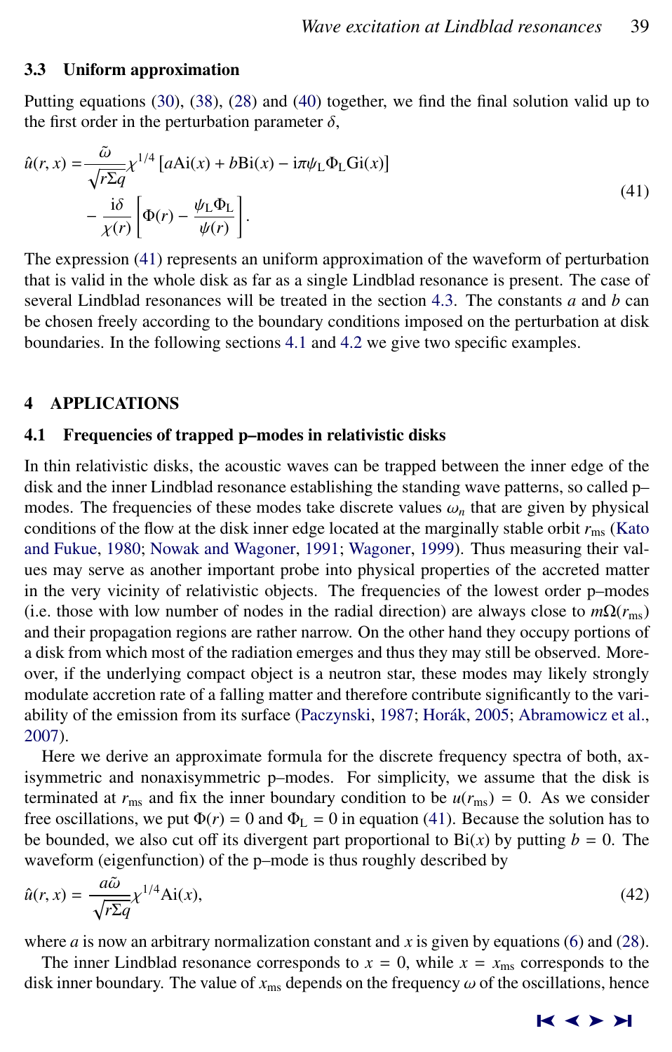### 3.3 Uniform approximation

Putting equations (30), (38), (28) and (40) together, we find the final solution valid up to the first order in the perturbation parameter $\delta$,

$$
\hat{u}(r, x) = \frac{\tilde{\omega}}{\sqrt{r\Sigma q}} \chi^{1/4} \left[ a\mathrm{Ai}(x) + b\mathrm{Bi}(x) - \mathrm{i}\pi\psi_{\mathrm{L}}\Phi_{\mathrm{L}}\mathrm{Gi}(x) \right] - \frac{\mathrm{i}\delta}{\chi(r)} \left[ \Phi(r) - \frac{\psi_{\mathrm{L}}\Phi_{\mathrm{L}}}{\psi(r)} \right]. \tag{41}
$$

The expression (41) represents an uniform approximation of the waveform of perturbation that is valid in the whole disk as far as a single Lindblad resonance is present. The case of several Lindblad resonances will be treated in the section 4.3. The constants $a$ and $b$ can be chosen freely according to the boundary conditions imposed on the perturbation at disk boundaries. In the following sections 4.1 and 4.2 we give two specific examples.

## 4 APPLICATIONS

### 4.1 Frequencies of trapped p–modes in relativistic disks

In thin relativistic disks, the acoustic waves can be trapped between the inner edge of the disk and the inner Lindblad resonance establishing the standing wave patterns, so called p–modes. The frequencies of these modes take discrete values $\omega_n$ that are given by physical conditions of the flow at the disk inner edge located at the marginally stable orbit $r_{\mathrm{ms}}$ (Kato and Fukue, 1980; Nowak and Wagoner, 1991; Wagoner, 1999). Thus measuring their values may serve as another important probe into physical properties of the accreted matter in the very vicinity of relativistic objects. The frequencies of the lowest order p–modes (i.e. those with low number of nodes in the radial direction) are always close to $m\Omega(r_{\mathrm{ms}})$ and their propagation regions are rather narrow. On the other hand they occupy portions of a disk from which most of the radiation emerges and thus they may still be observed. Moreover, if the underlying compact object is a neutron star, these modes may likely strongly modulate accretion rate of a falling matter and therefore contribute significantly to the variability of the emission from its surface (Paczynski, 1987; Horák, 2005; Abramowicz et al., 2007).

Here we derive an approximate formula for the discrete frequency spectra of both, axisymmetric and nonaxisymmetric p–modes. For simplicity, we assume that the disk is terminated at $r_{\mathrm{ms}}$ and fix the inner boundary condition to be $u(r_{\mathrm{ms}}) = 0$. As we consider free oscillations, we put $\Phi(r) = 0$ and $\Phi_{\mathrm{L}} = 0$ in equation (41). Because the solution has to be bounded, we also cut off its divergent part proportional to $\mathrm{Bi}(x)$ by putting $b = 0$. The waveform (eigenfunction) of the p–mode is thus roughly described by

$$
\hat{u}(r, x) = \frac{a\tilde{\omega}}{\sqrt{r\Sigma q}} \chi^{1/4} \mathrm{Ai}(x), \tag{42}
$$

where $a$ is now an arbitrary normalization constant and $x$ is given by equations (6) and (28).

The inner Lindblad resonance corresponds to $x = 0$, while $x = x_{\mathrm{ms}}$ corresponds to the disk inner boundary. The value of $x_{\mathrm{ms}}$ depends on the frequency $\omega$ of the oscillations, hence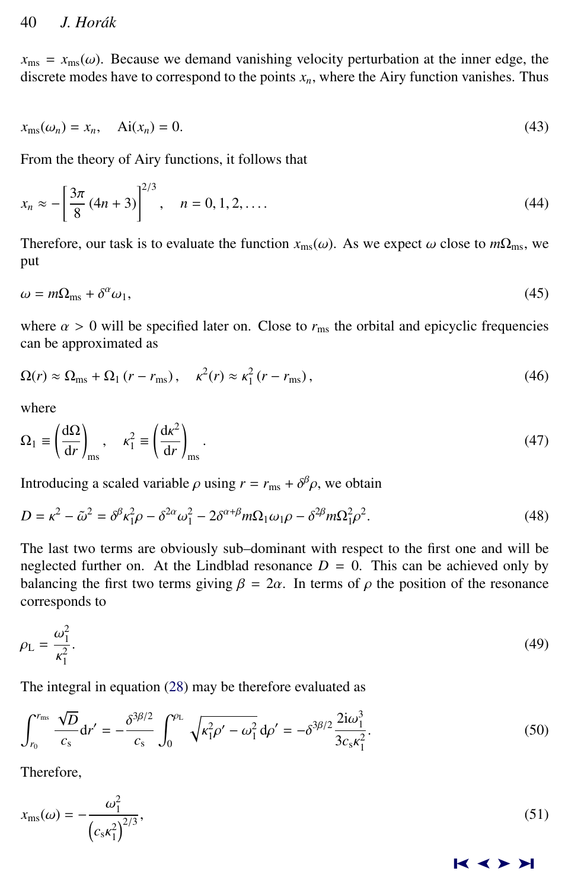$x_{\mathrm{ms}} = x_{\mathrm{ms}}(\omega)$. Because we demand vanishing velocity perturbation at the inner edge, the discrete modes have to correspond to the points $x_n$, where the Airy function vanishes. Thus

$$x_{\mathrm{ms}}(\omega_n) = x_n, \quad \mathrm{Ai}(x_n) = 0. \tag{43}$$

From the theory of Airy functions, it follows that

$$x_n \approx -\left[\frac{3\pi}{8}(4n+3)\right]^{2/3}, \quad n = 0, 1, 2, \ldots. \tag{44}$$

Therefore, our task is to evaluate the function $x_{\mathrm{ms}}(\omega)$. As we expect $\omega$ close to $m\Omega_{\mathrm{ms}}$, we put

$$\omega = m\Omega_{\mathrm{ms}} + \delta^{\alpha}\omega_1, \tag{45}$$

where $\alpha > 0$ will be specified later on. Close to $r_{\mathrm{ms}}$ the orbital and epicyclic frequencies can be approximated as

$$\Omega(r) \approx \Omega_{\mathrm{ms}} + \Omega_1 (r - r_{\mathrm{ms}}), \quad \kappa^2(r) \approx \kappa_1^2 (r - r_{\mathrm{ms}}), \tag{46}$$

where

$$\Omega_1 \equiv \left(\frac{\mathrm{d}\Omega}{\mathrm{d}r}\right)_{\mathrm{ms}}, \quad \kappa_1^2 \equiv \left(\frac{\mathrm{d}\kappa^2}{\mathrm{d}r}\right)_{\mathrm{ms}}. \tag{47}$$

Introducing a scaled variable $\rho$ using $r = r_{\mathrm{ms}} + \delta^{\beta}\rho$, we obtain

$$D = \kappa^2 - \tilde{\omega}^2 = \delta^{\beta}\kappa_1^2\rho - \delta^{2\alpha}\omega_1^2 - 2\delta^{\alpha+\beta} m\Omega_1\omega_1\rho - \delta^{2\beta} m\Omega_1^2\rho^2. \tag{48}$$

The last two terms are obviously sub–dominant with respect to the first one and will be neglected further on. At the Lindblad resonance $D = 0$. This can be achieved only by balancing the first two terms giving $\beta = 2\alpha$. In terms of $\rho$ the position of the resonance corresponds to

$$\rho_{\mathrm{L}} = \frac{\omega_1^2}{\kappa_1^2}. \tag{49}$$

The integral in equation (28) may be therefore evaluated as

$$\int_{r_0}^{r_{\mathrm{ms}}} \frac{\sqrt{D}}{c_{\mathrm{s}}}\mathrm{d}r' = -\frac{\delta^{3\beta/2}}{c_{\mathrm{s}}}\int_0^{\rho_{\mathrm{L}}} \sqrt{\kappa_1^2\rho' - \omega_1^2}\,\mathrm{d}\rho' = -\delta^{3\beta/2}\frac{2\mathrm{i}\omega_1^3}{3c_{\mathrm{s}}\kappa_1^2}. \tag{50}$$

Therefore,

$$x_{\mathrm{ms}}(\omega) = -\frac{\omega_1^2}{\left(c_{\mathrm{s}}\kappa_1^2\right)^{2/3}}, \tag{51}$$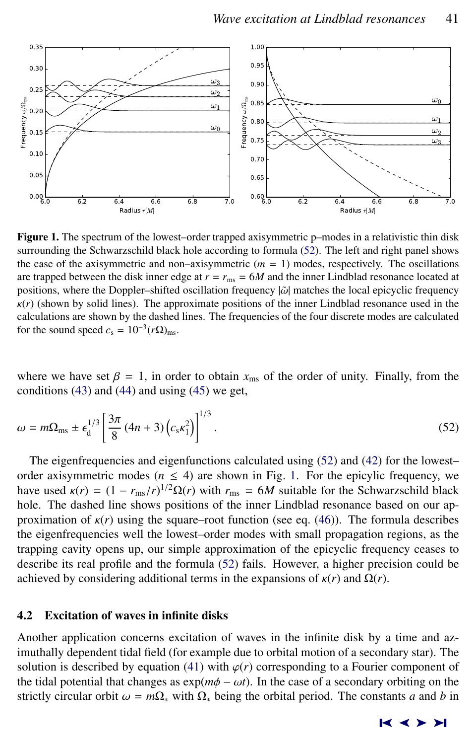**Figure 1.** The spectrum of the lowest–order trapped axisymmetric p–modes in a relativistic thin disk surrounding the Schwarzschild black hole according to formula (52). The left and right panel shows the case of the axisymmetric and non–axisymmetric ($m = 1$) modes, respectively. The oscillations are trapped between the disk inner edge at $r = r_{\mathrm{ms}} = 6M$ and the inner Lindblad resonance located at positions, where the Doppler–shifted oscillation frequency $|\tilde{\omega}|$ matches the local epicyclic frequency $\kappa(r)$ (shown by solid lines). The approximate positions of the inner Lindblad resonance used in the calculations are shown by the dashed lines. The frequencies of the four discrete modes are calculated for the sound speed $c_{\mathrm{s}} = 10^{-3}(r\Omega)_{\mathrm{ms}}$.

where we have set $\beta = 1$, in order to obtain $x_{\mathrm{ms}}$ of the order of unity. Finally, from the conditions (43) and (44) and using (45) we get,

$$\omega = m\Omega_{\mathrm{ms}} \pm \epsilon_{\mathrm{d}}^{1/3}\left[\frac{3\pi}{8}\left(4n+3\right)\left(c_{\mathrm{s}}\kappa_1^2\right)\right]^{1/3}. \tag{52}$$

The eigenfrequencies and eigenfunctions calculated using (52) and (42) for the lowest–order axisymmetric modes ($n \leq 4$) are shown in Fig. 1. For the epicylic frequency, we have used $\kappa(r) = (1 - r_{\mathrm{ms}}/r)^{1/2}\Omega(r)$ with $r_{\mathrm{ms}} = 6M$ suitable for the Schwarzschild black hole. The dashed line shows positions of the inner Lindblad resonance based on our approximation of $\kappa(r)$ using the square–root function (see eq. (46)). The formula describes the eigenfrequencies well the lowest–order modes with small propagation regions, as the trapping cavity opens up, our simple approximation of the epicyclic frequency ceases to describe its real profile and the formula (52) fails. However, a higher precision could be achieved by considering additional terms in the expansions of $\kappa(r)$ and $\Omega(r)$.

### 4.2 Excitation of waves in infinite disks

Another application concerns excitation of waves in the infinite disk by a time and azimuthally dependent tidal field (for example due to orbital motion of a secondary star). The solution is described by equation (41) with $\varphi(r)$ corresponding to a Fourier component of the tidal potential that changes as $\exp(m\phi - \omega t)$. In the case of a secondary orbiting on the strictly circular orbit $\omega = m\Omega_{*}$ with $\Omega_{*}$ being the orbital period. The constants $a$ and $b$ in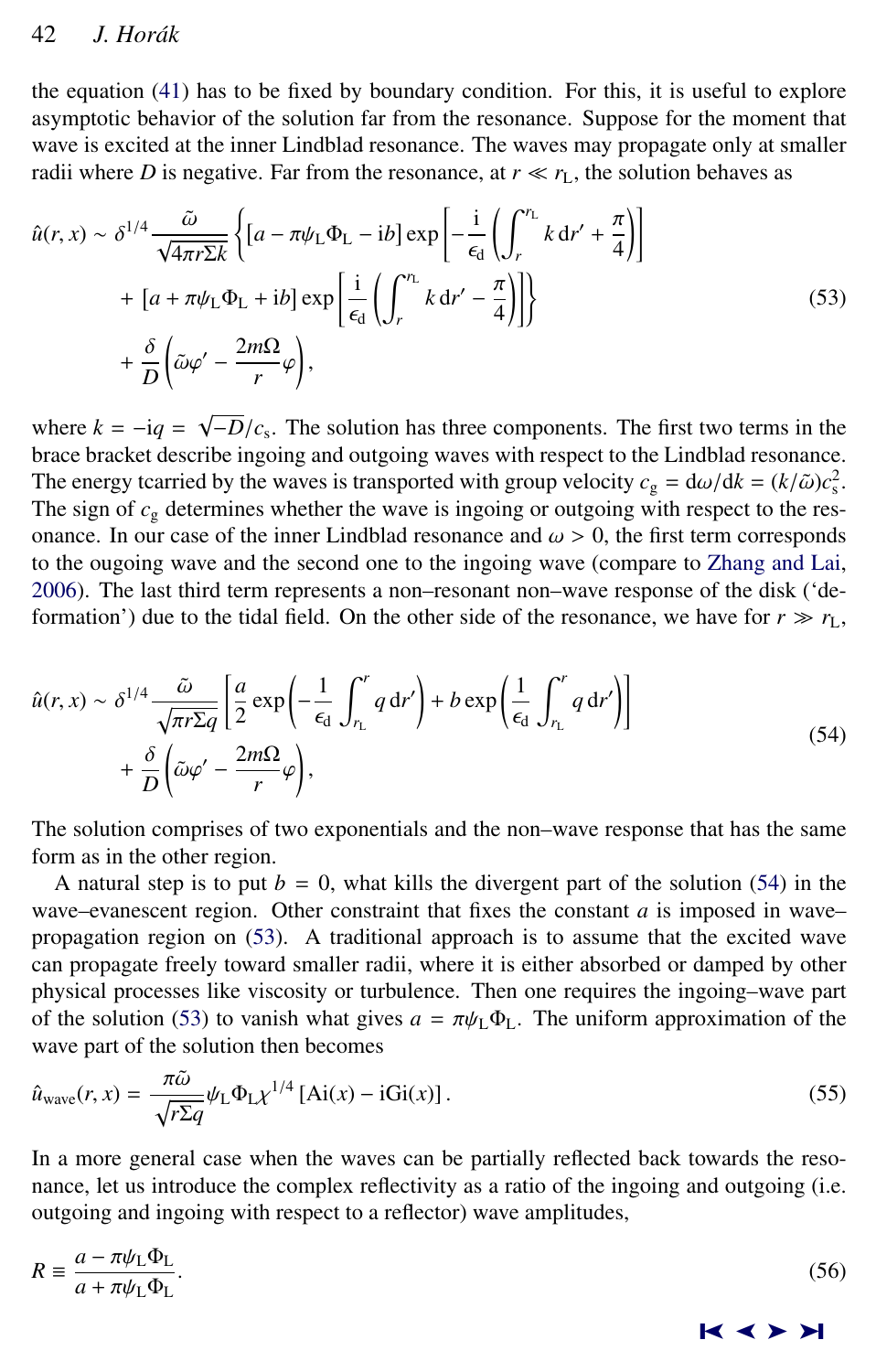the equation (41) has to be fixed by boundary condition. For this, it is useful to explore asymptotic behavior of the solution far from the resonance. Suppose for the moment that wave is excited at the inner Lindblad resonance. The waves may propagate only at smaller radii where $D$ is negative. Far from the resonance, at $r \ll r_{\rm L}$, the solution behaves as

$$
\begin{aligned}
\hat{u}(r,x) \sim \delta^{1/4} \frac{\tilde{\omega}}{\sqrt{4\pi r \Sigma k}} \Bigg\{ & [a - \pi \psi_{\rm L} \Phi_{\rm L} - {\rm i} b] \exp\left[ -\frac{\rm i}{\epsilon_{\rm d}} \left( \int_r^{r_{\rm L}} k \, {\rm d}r' + \frac{\pi}{4} \right) \right] \\
& + [a + \pi \psi_{\rm L} \Phi_{\rm L} + {\rm i} b] \exp\left[ \frac{\rm i}{\epsilon_{\rm d}} \left( \int_r^{r_{\rm L}} k \, {\rm d}r' - \frac{\pi}{4} \right) \right] \Bigg\} \\
& + \frac{\delta}{D} \left( \tilde{\omega} \varphi' - \frac{2m\Omega}{r} \varphi \right),
\end{aligned}
\tag{53}
$$

where $k = -{\rm i}q = \sqrt{-D}/c_{\rm s}$. The solution has three components. The first two terms in the brace bracket describe ingoing and outgoing waves with respect to the Lindblad resonance. The energy tcarried by the waves is transported with group velocity $c_{\rm g} = {\rm d}\omega/{\rm d}k = (k/\tilde{\omega}) c_{\rm s}^2$. The sign of $c_{\rm g}$ determines whether the wave is ingoing or outgoing with respect to the resonance. In our case of the inner Lindblad resonance and $\omega > 0$, the first term corresponds to the ougoing wave and the second one to the ingoing wave (compare to Zhang and Lai, 2006). The last third term represents a non–resonant non–wave response of the disk ('deformation') due to the tidal field. On the other side of the resonance, we have for $r \gg r_{\rm L}$,

$$
\begin{aligned}
\hat{u}(r,x) \sim \delta^{1/4} \frac{\tilde{\omega}}{\sqrt{\pi r \Sigma q}} & \left[ \frac{a}{2} \exp\left( -\frac{1}{\epsilon_{\rm d}} \int_{r_{\rm L}}^{r} q \, {\rm d}r' \right) + b \exp\left( \frac{1}{\epsilon_{\rm d}} \int_{r_{\rm L}}^{r} q \, {\rm d}r' \right) \right] \\
& + \frac{\delta}{D} \left( \tilde{\omega} \varphi' - \frac{2m\Omega}{r} \varphi \right),
\end{aligned}
\tag{54}
$$

The solution comprises of two exponentials and the non–wave response that has the same form as in the other region.

A natural step is to put $b = 0$, what kills the divergent part of the solution (54) in the wave–evanescent region. Other constraint that fixes the constant $a$ is imposed in wave–propagation region on (53). A traditional approach is to assume that the excited wave can propagate freely toward smaller radii, where it is either absorbed or damped by other physical processes like viscosity or turbulence. Then one requires the ingoing–wave part of the solution (53) to vanish what gives $a = \pi \psi_{\rm L} \Phi_{\rm L}$. The uniform approximation of the wave part of the solution then becomes

$$
\hat{u}_{\rm wave}(r,x) = \frac{\pi \tilde{\omega}}{\sqrt{r \Sigma q}} \psi_{\rm L} \Phi_{\rm L} \chi^{1/4} \left[ {\rm Ai}(x) - {\rm i}{\rm Gi}(x) \right]. \tag{55}
$$

In a more general case when the waves can be partially reflected back towards the resonance, let us introduce the complex reflectivity as a ratio of the ingoing and outgoing (i.e. outgoing and ingoing with respect to a reflector) wave amplitudes,

$$
R \equiv \frac{a - \pi \psi_{\rm L} \Phi_{\rm L}}{a + \pi \psi_{\rm L} \Phi_{\rm L}}. \tag{56}
$$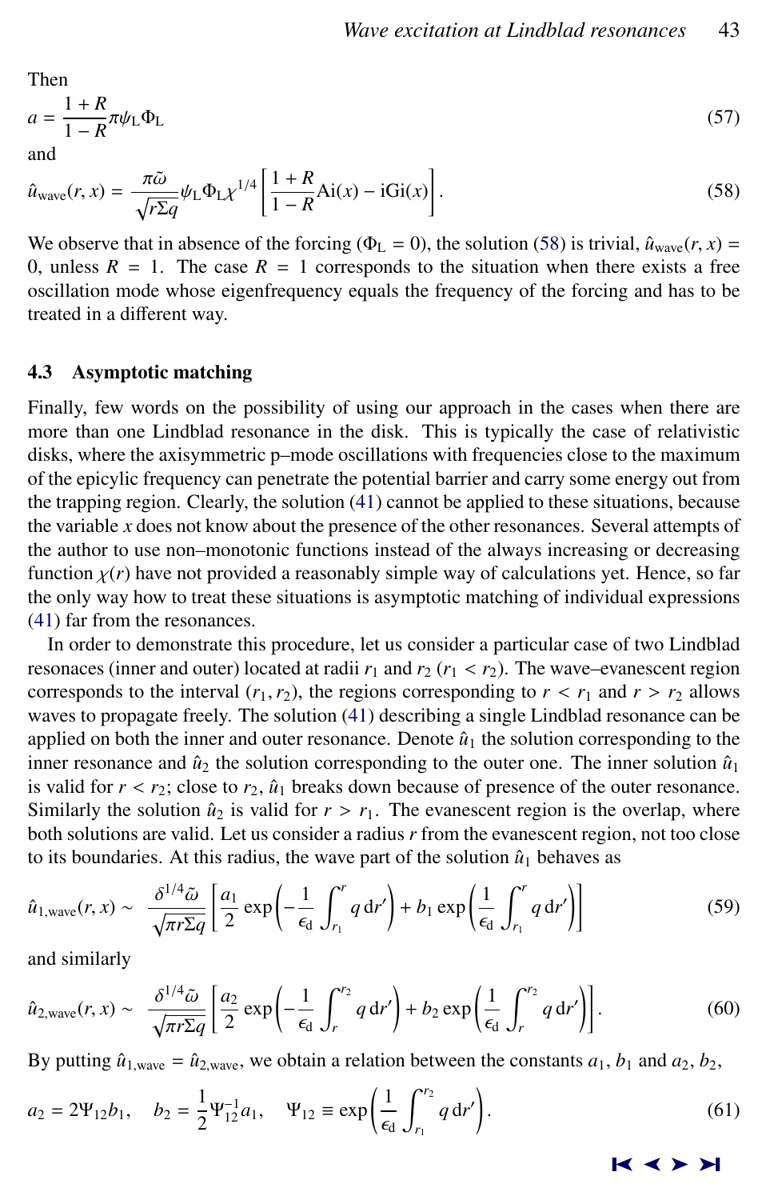Then

$$a = \frac{1+R}{1-R}\pi\psi_{\rm L}\Phi_{\rm L} \tag{57}$$

and

$$\hat{u}_{\rm wave}(r,x) = \frac{\pi\tilde{\omega}}{\sqrt{r\Sigma q}}\psi_{\rm L}\Phi_{\rm L}\chi^{1/4}\left[\frac{1+R}{1-R}{\rm Ai}(x) - {\rm i}{\rm Gi}(x)\right]. \tag{58}$$

We observe that in absence of the forcing ($\Phi_{\rm L} = 0$), the solution (58) is trivial, $\hat{u}_{\rm wave}(r,x) = 0$, unless $R = 1$. The case $R = 1$ corresponds to the situation when there exists a free oscillation mode whose eigenfrequency equals the frequency of the forcing and has to be treated in a different way.

### 4.3 Asymptotic matching

Finally, few words on the possibility of using our approach in the cases when there are more than one Lindblad resonance in the disk. This is typically the case of relativistic disks, where the axisymmetric p–mode oscillations with frequencies close to the maximum of the epicylic frequency can penetrate the potential barrier and carry some energy out from the trapping region. Clearly, the solution (41) cannot be applied to these situations, because the variable $x$ does not know about the presence of the other resonances. Several attempts of the author to use non–monotonic functions instead of the always increasing or decreasing function $\chi(r)$ have not provided a reasonably simple way of calculations yet. Hence, so far the only way how to treat these situations is asymptotic matching of individual expressions (41) far from the resonances.

In order to demonstrate this procedure, let us consider a particular case of two Lindblad resonaces (inner and outer) located at radii $r_1$ and $r_2$ ($r_1 < r_2$). The wave–evanescent region corresponds to the interval $(r_1, r_2)$, the regions corresponding to $r < r_1$ and $r > r_2$ allows waves to propagate freely. The solution (41) describing a single Lindblad resonance can be applied on both the inner and outer resonance. Denote $\hat{u}_1$ the solution corresponding to the inner resonance and $\hat{u}_2$ the solution corresponding to the outer one. The inner solution $\hat{u}_1$ is valid for $r < r_2$; close to $r_2$, $\hat{u}_1$ breaks down because of presence of the outer resonance. Similarly the solution $\hat{u}_2$ is valid for $r > r_1$. The evanescent region is the overlap, where both solutions are valid. Let us consider a radius $r$ from the evanescent region, not too close to its boundaries. At this radius, the wave part of the solution $\hat{u}_1$ behaves as

$$\hat{u}_{1,\rm wave}(r,x) \sim \frac{\delta^{1/4}\tilde{\omega}}{\sqrt{\pi r\Sigma q}}\left[\frac{a_1}{2}\exp\left(-\frac{1}{\epsilon_{\rm d}}\int_{r_1}^{r} q\,{\rm d}r'\right) + b_1\exp\left(\frac{1}{\epsilon_{\rm d}}\int_{r_1}^{r} q\,{\rm d}r'\right)\right] \tag{59}$$

and similarly

$$\hat{u}_{2,\rm wave}(r,x) \sim \frac{\delta^{1/4}\tilde{\omega}}{\sqrt{\pi r\Sigma q}}\left[\frac{a_2}{2}\exp\left(-\frac{1}{\epsilon_{\rm d}}\int_{r}^{r_2} q\,{\rm d}r'\right) + b_2\exp\left(\frac{1}{\epsilon_{\rm d}}\int_{r}^{r_2} q\,{\rm d}r'\right)\right]. \tag{60}$$

By putting $\hat{u}_{1,\rm wave} = \hat{u}_{2,\rm wave}$, we obtain a relation between the constants $a_1$, $b_1$ and $a_2$, $b_2$,

$$a_2 = 2\Psi_{12}b_1, \quad b_2 = \frac{1}{2}\Psi_{12}^{-1}a_1, \quad \Psi_{12} \equiv \exp\left(\frac{1}{\epsilon_{\rm d}}\int_{r_1}^{r_2} q\,{\rm d}r'\right). \tag{61}$$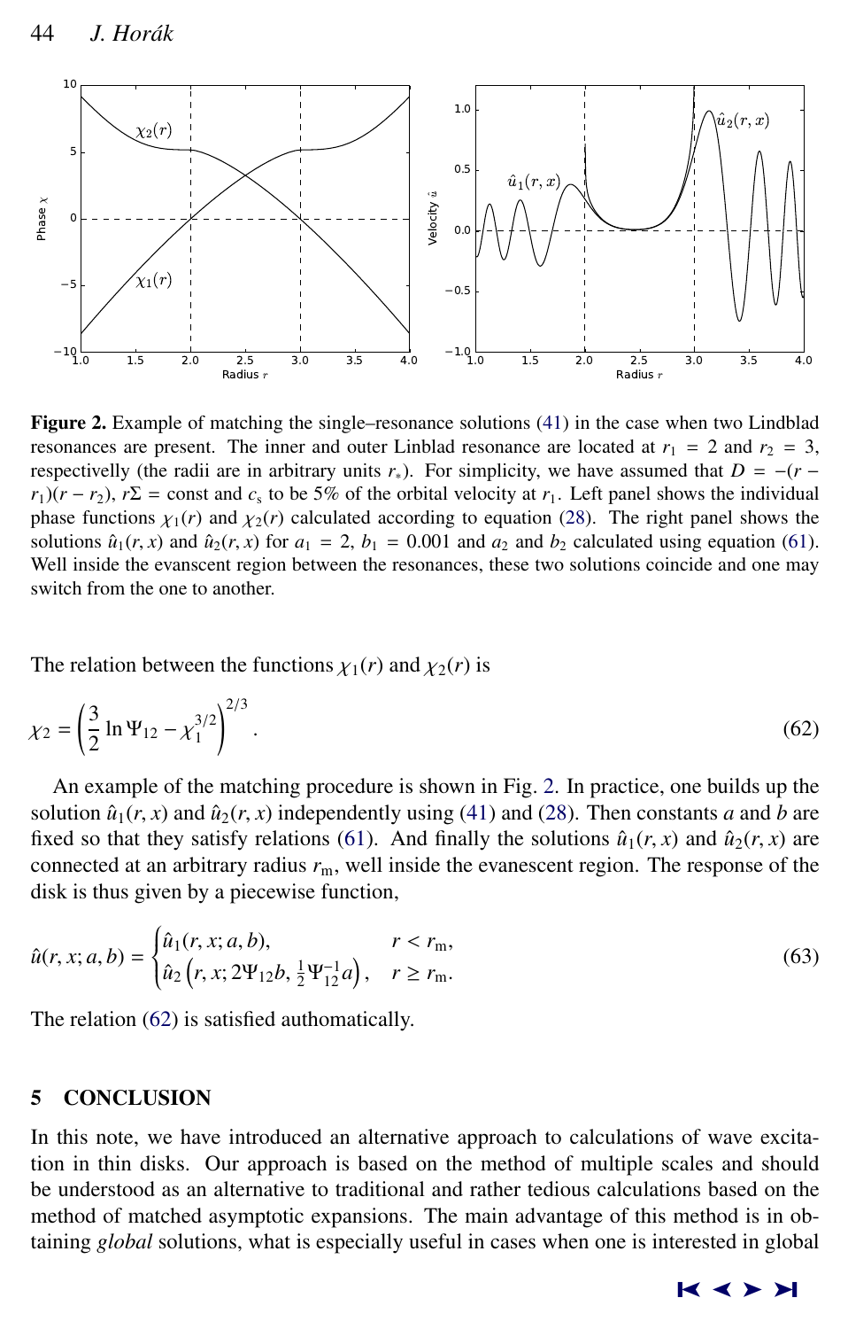**Figure 2.** Example of matching the single–resonance solutions (41) in the case when two Lindblad resonances are present. The inner and outer Linblad resonance are located at $r_1 = 2$ and $r_2 = 3$, respectivelly (the radii are in arbitrary units $r_*$). For simplicity, we have assumed that $D = -(r - r_1)(r - r_2)$, $r\Sigma = \text{const}$ and $c_\text{s}$ to be 5% of the orbital velocity at $r_1$. Left panel shows the individual phase functions $\chi_1(r)$ and $\chi_2(r)$ calculated according to equation (28). The right panel shows the solutions $\hat{u}_1(r, x)$ and $\hat{u}_2(r, x)$ for $a_1 = 2$, $b_1 = 0.001$ and $a_2$ and $b_2$ calculated using equation (61). Well inside the evanscent region between the resonances, these two solutions coincide and one may switch from the one to another.

The relation between the functions $\chi_1(r)$ and $\chi_2(r)$ is

$$\chi_2 = \left(\frac{3}{2}\ln\Psi_{12} - \chi_1^{3/2}\right)^{2/3}. \tag{62}$$

An example of the matching procedure is shown in Fig. 2. In practice, one builds up the solution $\hat{u}_1(r, x)$ and $\hat{u}_2(r, x)$ independently using (41) and (28). Then constants $a$ and $b$ are fixed so that they satisfy relations (61). And finally the solutions $\hat{u}_1(r, x)$ and $\hat{u}_2(r, x)$ are connected at an arbitrary radius $r_\text{m}$, well inside the evanescent region. The response of the disk is thus given by a piecewise function,

$$\hat{u}(r, x; a, b) = \begin{cases} \hat{u}_1(r, x; a, b), & r < r_\text{m}, \\ \hat{u}_2\left(r, x; 2\Psi_{12}b, \frac{1}{2}\Psi_{12}^{-1}a\right), & r \geq r_\text{m}. \end{cases} \tag{63}$$

The relation (62) is satisfied authomatically.

## 5 CONCLUSION

In this note, we have introduced an alternative approach to calculations of wave excitation in thin disks. Our approach is based on the method of multiple scales and should be understood as an alternative to traditional and rather tedious calculations based on the method of matched asymptotic expansions. The main advantage of this method is in obtaining *global* solutions, what is especially useful in cases when one is interested in global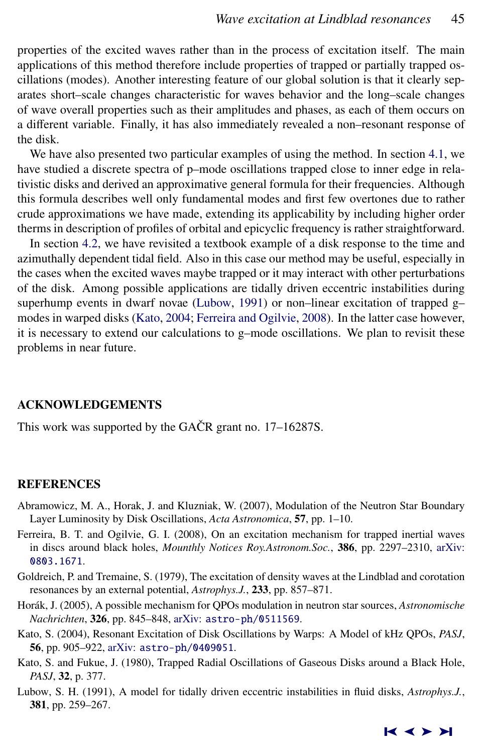properties of the excited waves rather than in the process of excitation itself. The main applications of this method therefore include properties of trapped or partially trapped oscillations (modes). Another interesting feature of our global solution is that it clearly separates short–scale changes characteristic for waves behavior and the long–scale changes of wave overall properties such as their amplitudes and phases, as each of them occurs on a different variable. Finally, it has also immediately revealed a non–resonant response of the disk.

We have also presented two particular examples of using the method. In section 4.1, we have studied a discrete spectra of p–mode oscillations trapped close to inner edge in relativistic disks and derived an approximative general formula for their frequencies. Although this formula describes well only fundamental modes and first few overtones due to rather crude approximations we have made, extending its applicability by including higher order therms in description of profiles of orbital and epicyclic frequency is rather straightforward.

In section 4.2, we have revisited a textbook example of a disk response to the time and azimuthally dependent tidal field. Also in this case our method may be useful, especially in the cases when the excited waves maybe trapped or it may interact with other perturbations of the disk. Among possible applications are tidally driven eccentric instabilities during superhump events in dwarf novae (Lubow, 1991) or non–linear excitation of trapped g–modes in warped disks (Kato, 2004; Ferreira and Ogilvie, 2008). In the latter case however, it is necessary to extend our calculations to g–mode oscillations. We plan to revisit these problems in near future.

## ACKNOWLEDGEMENTS

This work was supported by the GAČR grant no. 17–16287S.

## REFERENCES

Abramowicz, M. A., Horak, J. and Kluzniak, W. (2007), Modulation of the Neutron Star Boundary Layer Luminosity by Disk Oscillations, *Acta Astronomica*, **57**, pp. 1–10.

Ferreira, B. T. and Ogilvie, G. I. (2008), On an excitation mechanism for trapped inertial waves in discs around black holes, *Mounthly Notices Roy.Astronom.Soc.*, **386**, pp. 2297–2310, arXiv: 0803.1671.

Goldreich, P. and Tremaine, S. (1979), The excitation of density waves at the Lindblad and corotation resonances by an external potential, *Astrophys.J.*, **233**, pp. 857–871.

Horák, J. (2005), A possible mechanism for QPOs modulation in neutron star sources, *Astronomische Nachrichten*, **326**, pp. 845–848, arXiv: astro-ph/0511569.

Kato, S. (2004), Resonant Excitation of Disk Oscillations by Warps: A Model of kHz QPOs, *PASJ*, **56**, pp. 905–922, arXiv: astro-ph/0409051.

Kato, S. and Fukue, J. (1980), Trapped Radial Oscillations of Gaseous Disks around a Black Hole, *PASJ*, **32**, p. 377.

Lubow, S. H. (1991), A model for tidally driven eccentric instabilities in fluid disks, *Astrophys.J.*, **381**, pp. 259–267.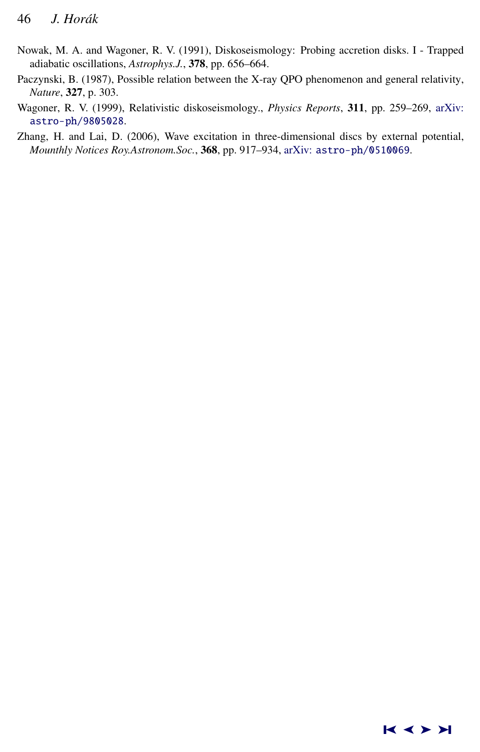Nowak, M. A. and Wagoner, R. V. (1991), Diskoseismology: Probing accretion disks. I - Trapped adiabatic oscillations, *Astrophys.J.*, **378**, pp. 656–664.

Paczynski, B. (1987), Possible relation between the X-ray QPO phenomenon and general relativity, *Nature*, **327**, p. 303.

Wagoner, R. V. (1999), Relativistic diskoseismology., *Physics Reports*, **311**, pp. 259–269, arXiv: astro-ph/9805028.

Zhang, H. and Lai, D. (2006), Wave excitation in three-dimensional discs by external potential, *Mounthly Notices Roy.Astronom.Soc.*, **368**, pp. 917–934, arXiv: astro-ph/0510069.